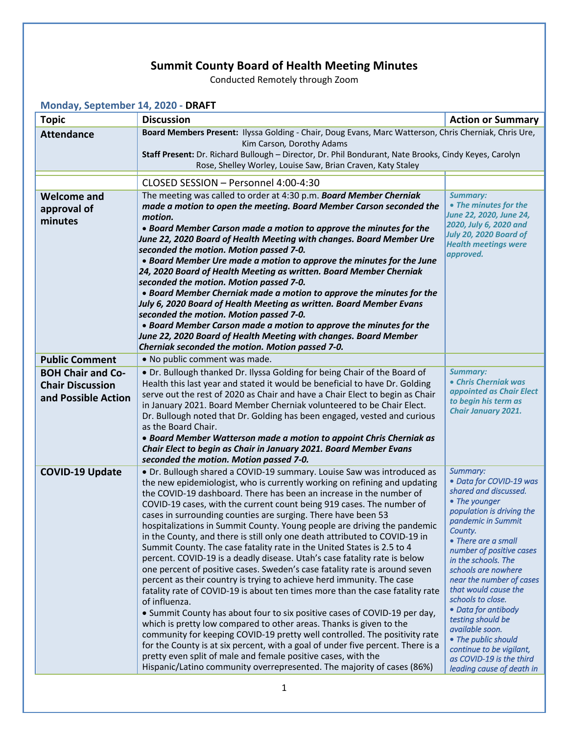# Summit County Board of Health Meeting Minutes

Conducted Remotely through Zoom

**Monday, September 14, 2020 - DRAFT**

| Topic | Discussion | Action or Summary |
|---|---|---|
| **Attendance** | **Board Members Present:** Ilyssa Golding - Chair, Doug Evans, Marc Watterson, Chris Cherniak, Chris Ure, Kim Carson, Dorothy Adams<br>**Staff Present:** Dr. Richard Bullough – Director, Dr. Phil Bondurant, Nate Brooks, Cindy Keyes, Carolyn Rose, Shelley Worley, Louise Saw, Brian Craven, Katy Staley | |
| | CLOSED SESSION – Personnel 4:00-4:30 | |
| **Welcome and approval of minutes** | The meeting was called to order at 4:30 p.m. ***Board Member Cherniak made a motion to open the meeting. Board Member Carson seconded the motion.***<br>• ***Board Member Carson made a motion to approve the minutes for the June 22, 2020 Board of Health Meeting with changes. Board Member Ure seconded the motion. Motion passed 7-0.***<br>• ***Board Member Ure made a motion to approve the minutes for the June 24, 2020 Board of Health Meeting as written. Board Member Cherniak seconded the motion. Motion passed 7-0.***<br>• ***Board Member Cherniak made a motion to approve the minutes for the July 6, 2020 Board of Health Meeting as written. Board Member Evans seconded the motion. Motion passed 7-0.***<br>• ***Board Member Carson made a motion to approve the minutes for the June 22, 2020 Board of Health Meeting with changes. Board Member Cherniak seconded the motion. Motion passed 7-0.*** | *Summary:*<br>*• The minutes for the June 22, 2020, June 24, 2020, July 6, 2020 and July 20, 2020 Board of Health meetings were approved.* |
| **Public Comment** | • No public comment was made. | |
| **BOH Chair and Co-Chair Discussion and Possible Action** | • Dr. Bullough thanked Dr. Ilyssa Golding for being Chair of the Board of Health this last year and stated it would be beneficial to have Dr. Golding serve out the rest of 2020 as Chair and have a Chair Elect to begin as Chair in January 2021. Board Member Cherniak volunteered to be Chair Elect. Dr. Bullough noted that Dr. Golding has been engaged, vested and curious as the Board Chair.<br>• ***Board Member Watterson made a motion to appoint Chris Cherniak as Chair Elect to begin as Chair in January 2021. Board Member Evans seconded the motion. Motion passed 7-0.*** | *Summary:*<br>*• Chris Cherniak was appointed as Chair Elect to begin his term as Chair January 2021.* |
| **COVID-19 Update** | • Dr. Bullough shared a COVID-19 summary. Louise Saw was introduced as the new epidemiologist, who is currently working on refining and updating the COVID-19 dashboard. There has been an increase in the number of COVID-19 cases, with the current count being 919 cases. The number of cases in surrounding counties are surging. There have been 53 hospitalizations in Summit County. Young people are driving the pandemic in the County, and there is still only one death attributed to COVID-19 in Summit County. The case fatality rate in the United States is 2.5 to 4 percent. COVID-19 is a deadly disease. Utah's case fatality rate is below one percent of positive cases. Sweden's case fatality rate is around seven percent as their country is trying to achieve herd immunity. The case fatality rate of COVID-19 is about ten times more than the case fatality rate of influenza.<br>• Summit County has about four to six positive cases of COVID-19 per day, which is pretty low compared to other areas. Thanks is given to the community for keeping COVID-19 pretty well controlled. The positivity rate for the County is at six percent, with a goal of under five percent. There is a pretty even split of male and female positive cases, with the Hispanic/Latino community overrepresented. The majority of cases (86%) | *Summary:*<br>*• Data for COVID-19 was shared and discussed.*<br>*• The younger population is driving the pandemic in Summit County.*<br>*• There are a small number of positive cases in the schools. The schools are nowhere near the number of cases that would cause the schools to close.*<br>*• Data for antibody testing should be available soon.*<br>*• The public should continue to be vigilant, as COVID-19 is the third leading cause of death in* |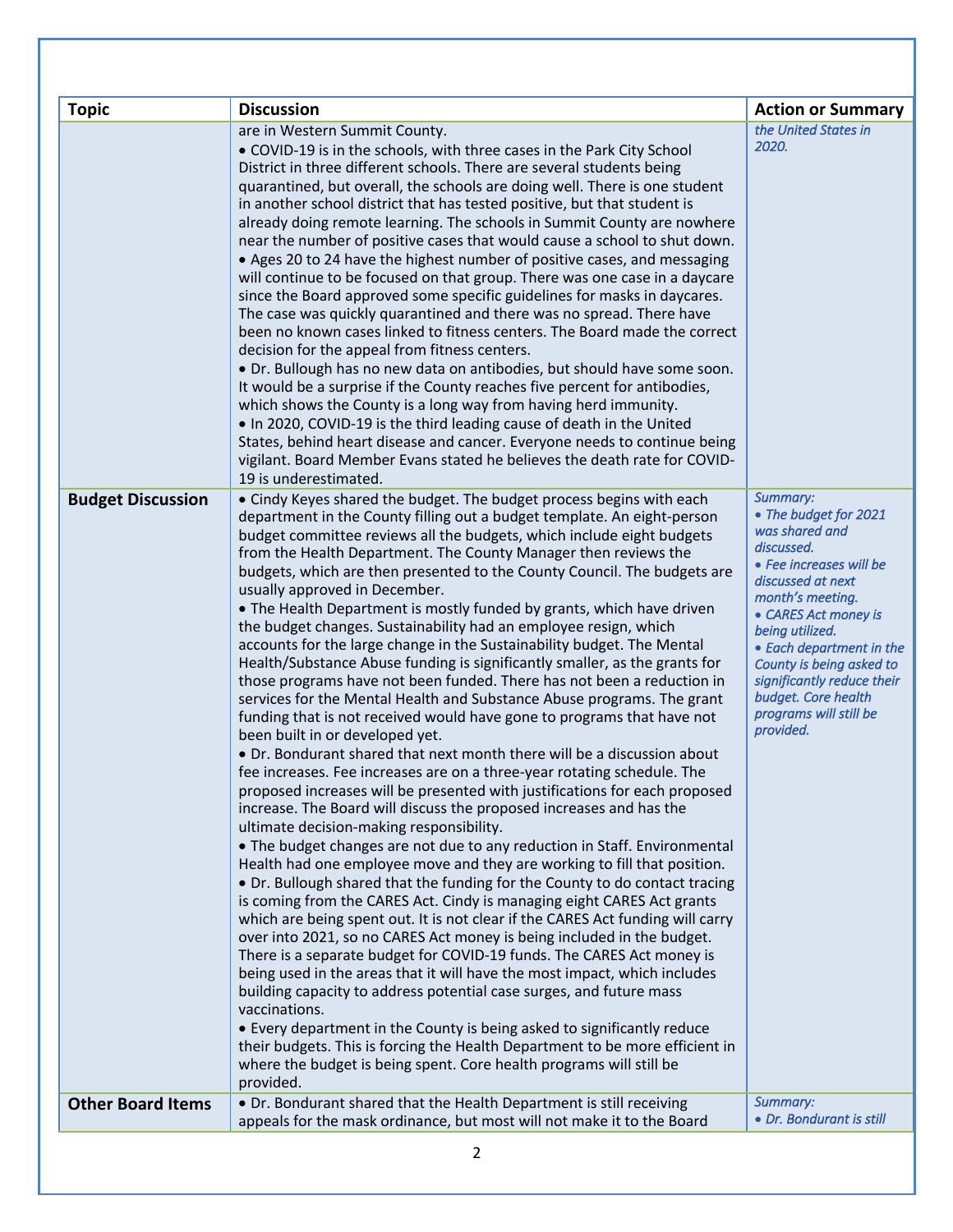| Topic | Discussion | Action or Summary |
|---|---|---|
| | are in Western Summit County.<br>• COVID-19 is in the schools, with three cases in the Park City School District in three different schools. There are several students being quarantined, but overall, the schools are doing well. There is one student in another school district that has tested positive, but that student is already doing remote learning. The schools in Summit County are nowhere near the number of positive cases that would cause a school to shut down.<br>• Ages 20 to 24 have the highest number of positive cases, and messaging will continue to be focused on that group. There was one case in a daycare since the Board approved some specific guidelines for masks in daycares. The case was quickly quarantined and there was no spread. There have been no known cases linked to fitness centers. The Board made the correct decision for the appeal from fitness centers.<br>• Dr. Bullough has no new data on antibodies, but should have some soon. It would be a surprise if the County reaches five percent for antibodies, which shows the County is a long way from having herd immunity.<br>• In 2020, COVID-19 is the third leading cause of death in the United States, behind heart disease and cancer. Everyone needs to continue being vigilant. Board Member Evans stated he believes the death rate for COVID-19 is underestimated. | *the United States in 2020.* |
| **Budget Discussion** | • Cindy Keyes shared the budget. The budget process begins with each department in the County filling out a budget template. An eight-person budget committee reviews all the budgets, which include eight budgets from the Health Department. The County Manager then reviews the budgets, which are then presented to the County Council. The budgets are usually approved in December.<br>• The Health Department is mostly funded by grants, which have driven the budget changes. Sustainability had an employee resign, which accounts for the large change in the Sustainability budget. The Mental Health/Substance Abuse funding is significantly smaller, as the grants for those programs have not been funded. There has not been a reduction in services for the Mental Health and Substance Abuse programs. The grant funding that is not received would have gone to programs that have not been built in or developed yet.<br>• Dr. Bondurant shared that next month there will be a discussion about fee increases. Fee increases are on a three-year rotating schedule. The proposed increases will be presented with justifications for each proposed increase. The Board will discuss the proposed increases and has the ultimate decision-making responsibility.<br>• The budget changes are not due to any reduction in Staff. Environmental Health had one employee move and they are working to fill that position.<br>• Dr. Bullough shared that the funding for the County to do contact tracing is coming from the CARES Act. Cindy is managing eight CARES Act grants which are being spent out. It is not clear if the CARES Act funding will carry over into 2021, so no CARES Act money is being included in the budget. There is a separate budget for COVID-19 funds. The CARES Act money is being used in the areas that it will have the most impact, which includes building capacity to address potential case surges, and future mass vaccinations.<br>• Every department in the County is being asked to significantly reduce their budgets. This is forcing the Health Department to be more efficient in where the budget is being spent. Core health programs will still be provided. | *Summary:*<br>*• The budget for 2021 was shared and discussed.*<br>*• Fee increases will be discussed at next month's meeting.*<br>*• CARES Act money is being utilized.*<br>*• Each department in the County is being asked to significantly reduce their budget. Core health programs will still be provided.* |
| **Other Board Items** | • Dr. Bondurant shared that the Health Department is still receiving appeals for the mask ordinance, but most will not make it to the Board | *Summary:*<br>*• Dr. Bondurant is still* |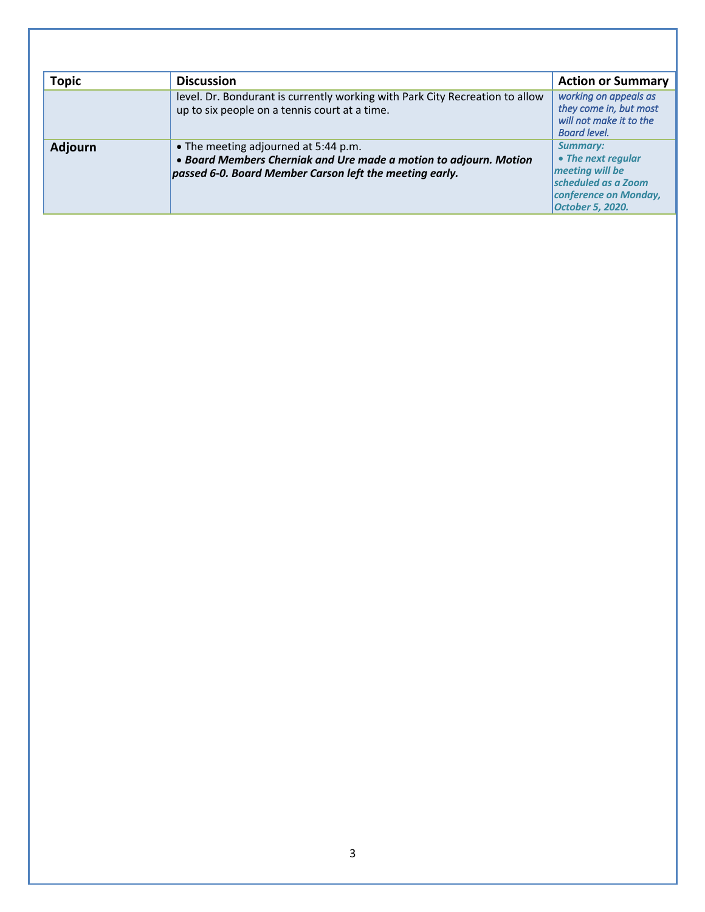| Topic | Discussion | Action or Summary |
|---|---|---|
| | level. Dr. Bondurant is currently working with Park City Recreation to allow up to six people on a tennis court at a time. | *working on appeals as they come in, but most will not make it to the Board level.* |
| **Adjourn** | • The meeting adjourned at 5:44 p.m. • ***Board Members Cherniak and Ure made a motion to adjourn. Motion passed 6-0. Board Member Carson left the meeting early.*** | ***Summary:*** ***• The next regular meeting will be scheduled as a Zoom conference on Monday, October 5, 2020.*** |